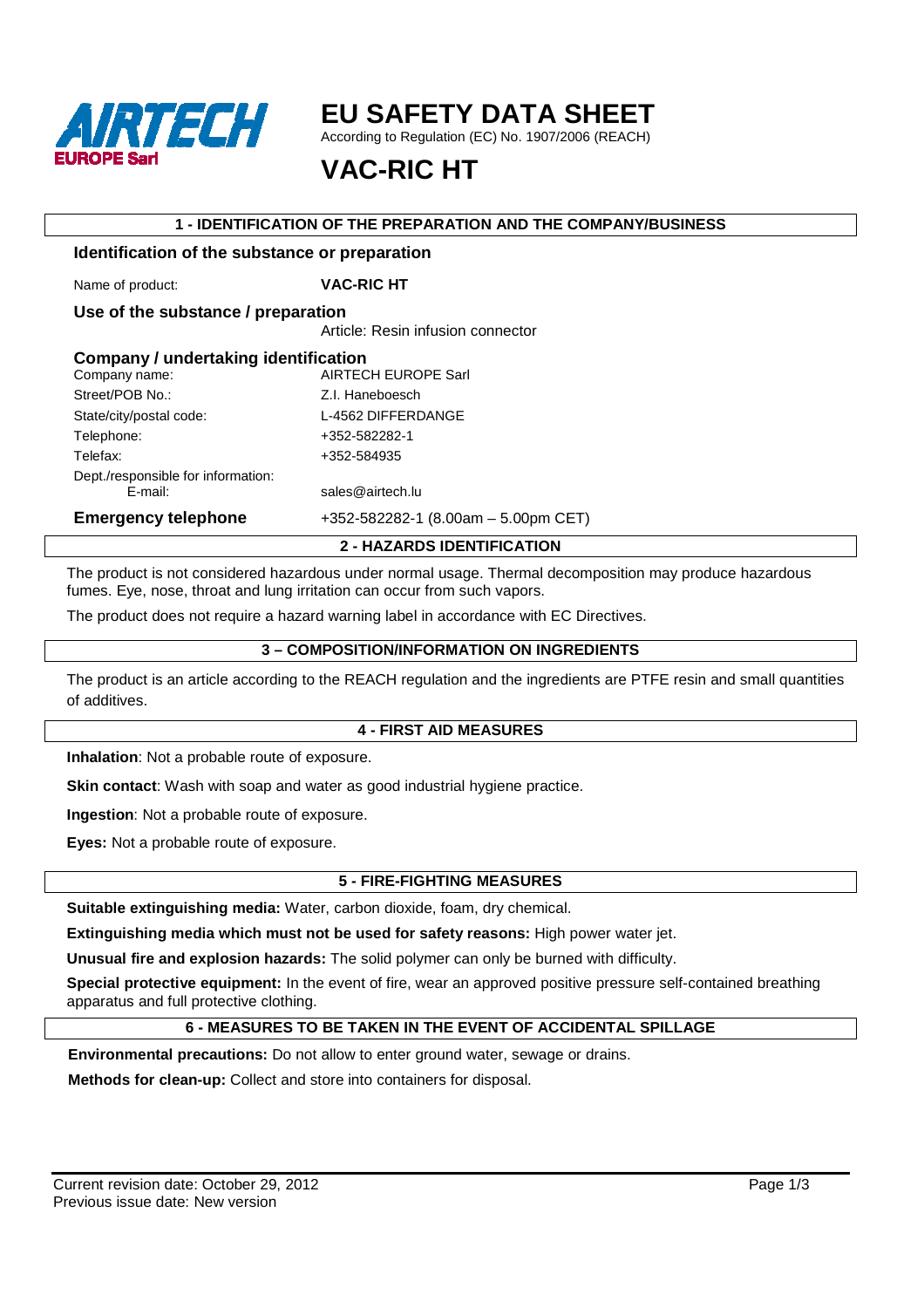# EU SAFETY DATA SHEET

According to Regulation (EC) No. 1907/2006 (REACH)

# VAC-RIC HT

## 1 - IDENTIFICATION OF THE PREPARATION AND THE COMPANY/BUSINESS

### Identification of the substance or preparation

Name of product: **VAC-RIC HT**

### Use of the substance / preparation

Article: Resin infusion connector

### Company / undertaking identification

| | |
|---|---|
| Company name: | AIRTECH EUROPE Sarl |
| Street/POB No.: | Z.I. Haneboesch |
| State/city/postal code: | L-4562 DIFFERDANGE |
| Telephone: | +352-582282-1 |
| Telefax: | +352-584935 |
| Dept./responsible for information: E-mail: | sales@airtech.lu |

**Emergency telephone** +352-582282-1 (8.00am – 5.00pm CET)

## 2 - HAZARDS IDENTIFICATION

The product is not considered hazardous under normal usage. Thermal decomposition may produce hazardous fumes. Eye, nose, throat and lung irritation can occur from such vapors.

The product does not require a hazard warning label in accordance with EC Directives.

## 3 – COMPOSITION/INFORMATION ON INGREDIENTS

The product is an article according to the REACH regulation and the ingredients are PTFE resin and small quantities of additives.

## 4 - FIRST AID MEASURES

**Inhalation**: Not a probable route of exposure.

**Skin contact**: Wash with soap and water as good industrial hygiene practice.

**Ingestion**: Not a probable route of exposure.

**Eyes:** Not a probable route of exposure.

## 5 - FIRE-FIGHTING MEASURES

**Suitable extinguishing media:** Water, carbon dioxide, foam, dry chemical.

**Extinguishing media which must not be used for safety reasons:** High power water jet.

**Unusual fire and explosion hazards:** The solid polymer can only be burned with difficulty.

**Special protective equipment:** In the event of fire, wear an approved positive pressure self-contained breathing apparatus and full protective clothing.

## 6 - MEASURES TO BE TAKEN IN THE EVENT OF ACCIDENTAL SPILLAGE

**Environmental precautions:** Do not allow to enter ground water, sewage or drains.

**Methods for clean-up:** Collect and store into containers for disposal.

Current revision date: October 29, 2012
Previous issue date: New version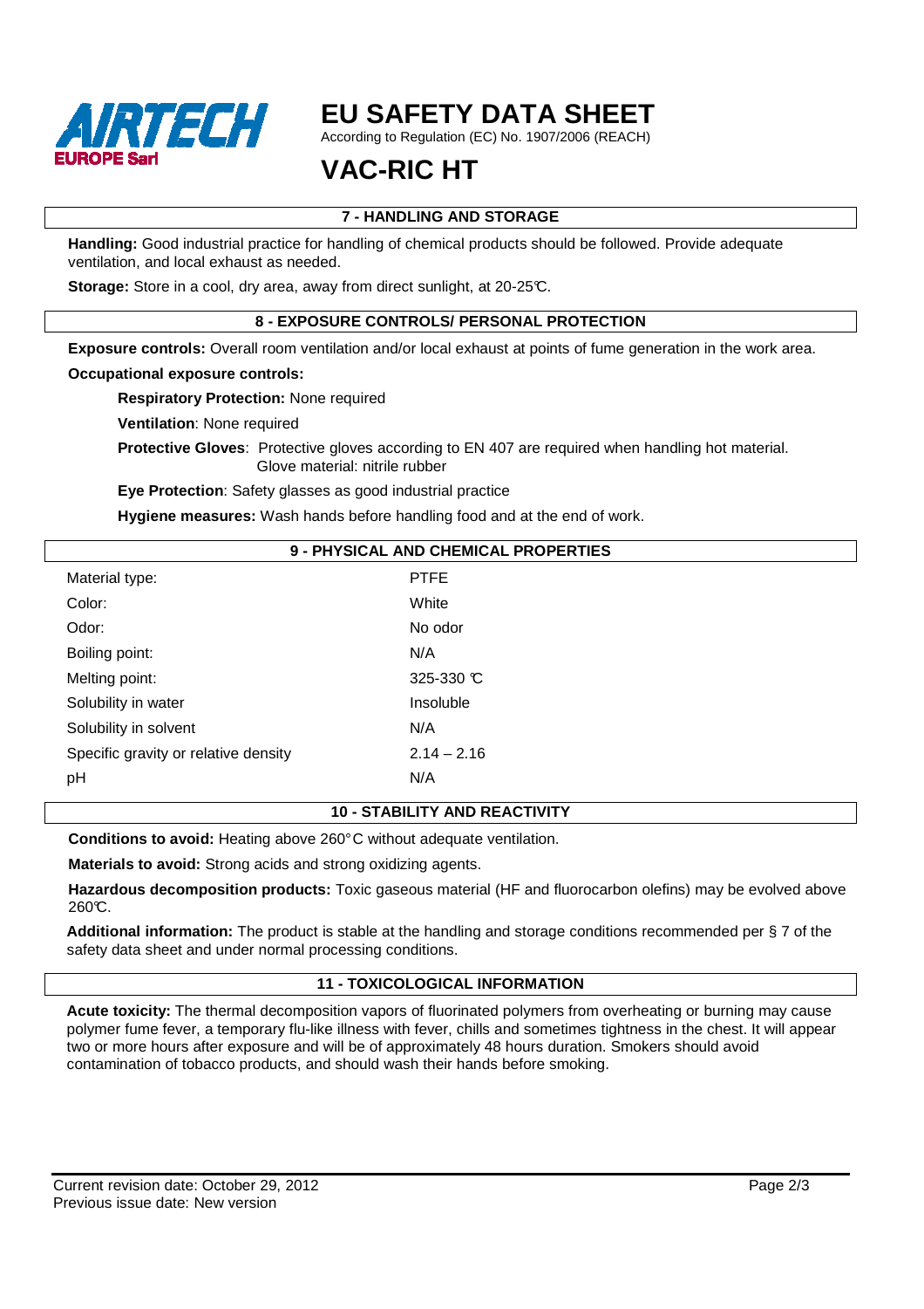## 7 - HANDLING AND STORAGE

**Handling:** Good industrial practice for handling of chemical products should be followed. Provide adequate ventilation, and local exhaust as needed.

**Storage:** Store in a cool, dry area, away from direct sunlight, at 20-25°C.

## 8 - EXPOSURE CONTROLS/ PERSONAL PROTECTION

**Exposure controls:** Overall room ventilation and/or local exhaust at points of fume generation in the work area.

**Occupational exposure controls:**

**Respiratory Protection:** None required

**Ventilation**: None required

**Protective Gloves**: Protective gloves according to EN 407 are required when handling hot material. Glove material: nitrile rubber

**Eye Protection**: Safety glasses as good industrial practice

**Hygiene measures:** Wash hands before handling food and at the end of work.

## 9 - PHYSICAL AND CHEMICAL PROPERTIES

| | |
|---|---|
| Material type: | PTFE |
| Color: | White |
| Odor: | No odor |
| Boiling point: | N/A |
| Melting point: | 325-330 °C |
| Solubility in water | Insoluble |
| Solubility in solvent | N/A |
| Specific gravity or relative density | 2.14 – 2.16 |
| pH | N/A |

## 10 - STABILITY AND REACTIVITY

**Conditions to avoid:** Heating above 260° C without adequate ventilation.

**Materials to avoid:** Strong acids and strong oxidizing agents.

**Hazardous decomposition products:** Toxic gaseous material (HF and fluorocarbon olefins) may be evolved above 260°C.

**Additional information:** The product is stable at the handling and storage conditions recommended per § 7 of the safety data sheet and under normal processing conditions.

## 11 - TOXICOLOGICAL INFORMATION

**Acute toxicity:** The thermal decomposition vapors of fluorinated polymers from overheating or burning may cause polymer fume fever, a temporary flu-like illness with fever, chills and sometimes tightness in the chest. It will appear two or more hours after exposure and will be of approximately 48 hours duration. Smokers should avoid contamination of tobacco products, and should wash their hands before smoking.

Current revision date: October 29, 2012
Previous issue date: New version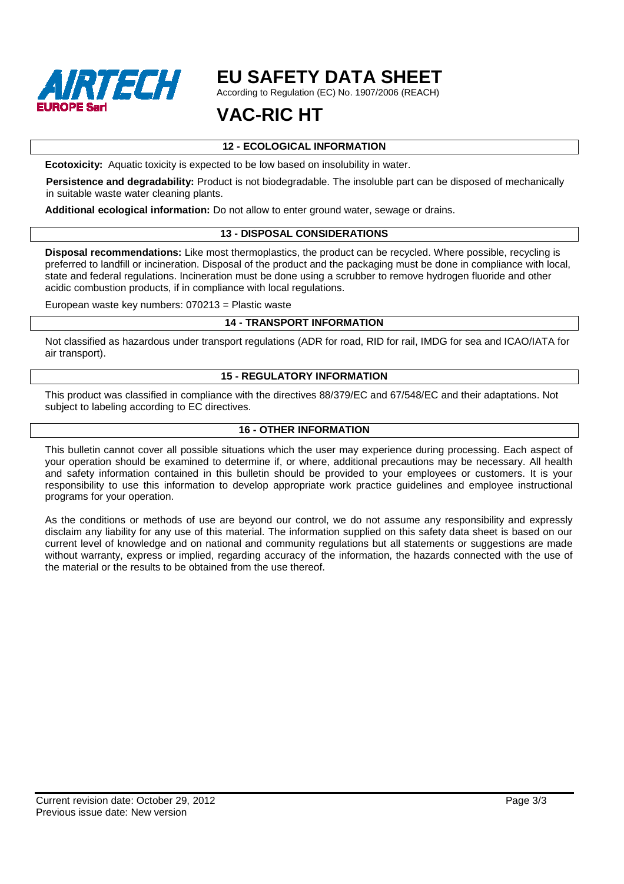# EU SAFETY DATA SHEET

According to Regulation (EC) No. 1907/2006 (REACH)

# VAC-RIC HT

## 12 - ECOLOGICAL INFORMATION

**Ecotoxicity:** Aquatic toxicity is expected to be low based on insolubility in water.

**Persistence and degradability:** Product is not biodegradable. The insoluble part can be disposed of mechanically in suitable waste water cleaning plants.

**Additional ecological information:** Do not allow to enter ground water, sewage or drains.

## 13 - DISPOSAL CONSIDERATIONS

**Disposal recommendations:** Like most thermoplastics, the product can be recycled. Where possible, recycling is preferred to landfill or incineration. Disposal of the product and the packaging must be done in compliance with local, state and federal regulations. Incineration must be done using a scrubber to remove hydrogen fluoride and other acidic combustion products, if in compliance with local regulations.

European waste key numbers: 070213 = Plastic waste

## 14 - TRANSPORT INFORMATION

Not classified as hazardous under transport regulations (ADR for road, RID for rail, IMDG for sea and ICAO/IATA for air transport).

## 15 - REGULATORY INFORMATION

This product was classified in compliance with the directives 88/379/EC and 67/548/EC and their adaptations. Not subject to labeling according to EC directives.

## 16 - OTHER INFORMATION

This bulletin cannot cover all possible situations which the user may experience during processing. Each aspect of your operation should be examined to determine if, or where, additional precautions may be necessary. All health and safety information contained in this bulletin should be provided to your employees or customers. It is your responsibility to use this information to develop appropriate work practice guidelines and employee instructional programs for your operation.

As the conditions or methods of use are beyond our control, we do not assume any responsibility and expressly disclaim any liability for any use of this material. The information supplied on this safety data sheet is based on our current level of knowledge and on national and community regulations but all statements or suggestions are made without warranty, express or implied, regarding accuracy of the information, the hazards connected with the use of the material or the results to be obtained from the use thereof.

Current revision date: October 29, 2012
Previous issue date: New version